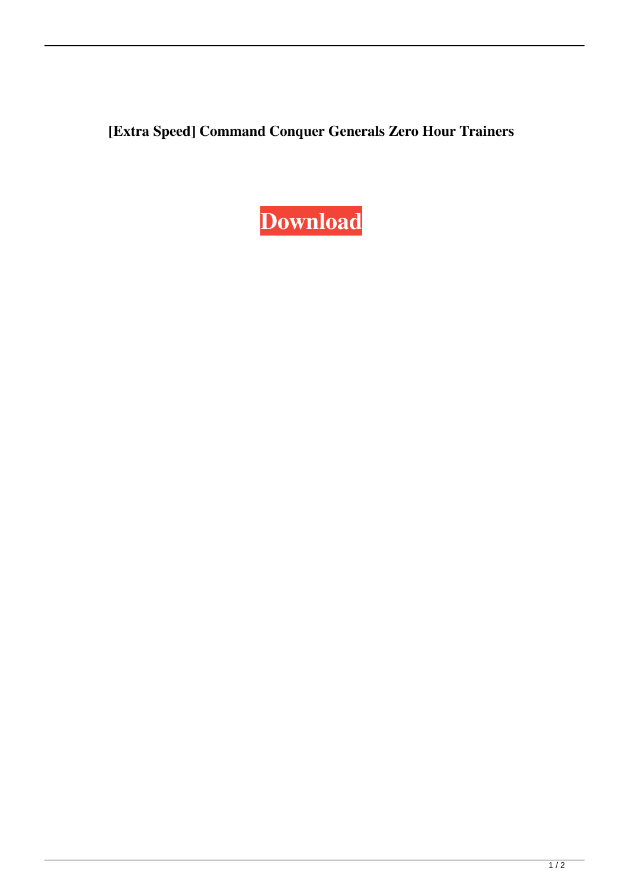**[Extra Speed] Command Conquer Generals Zero Hour Trainers**

**Download**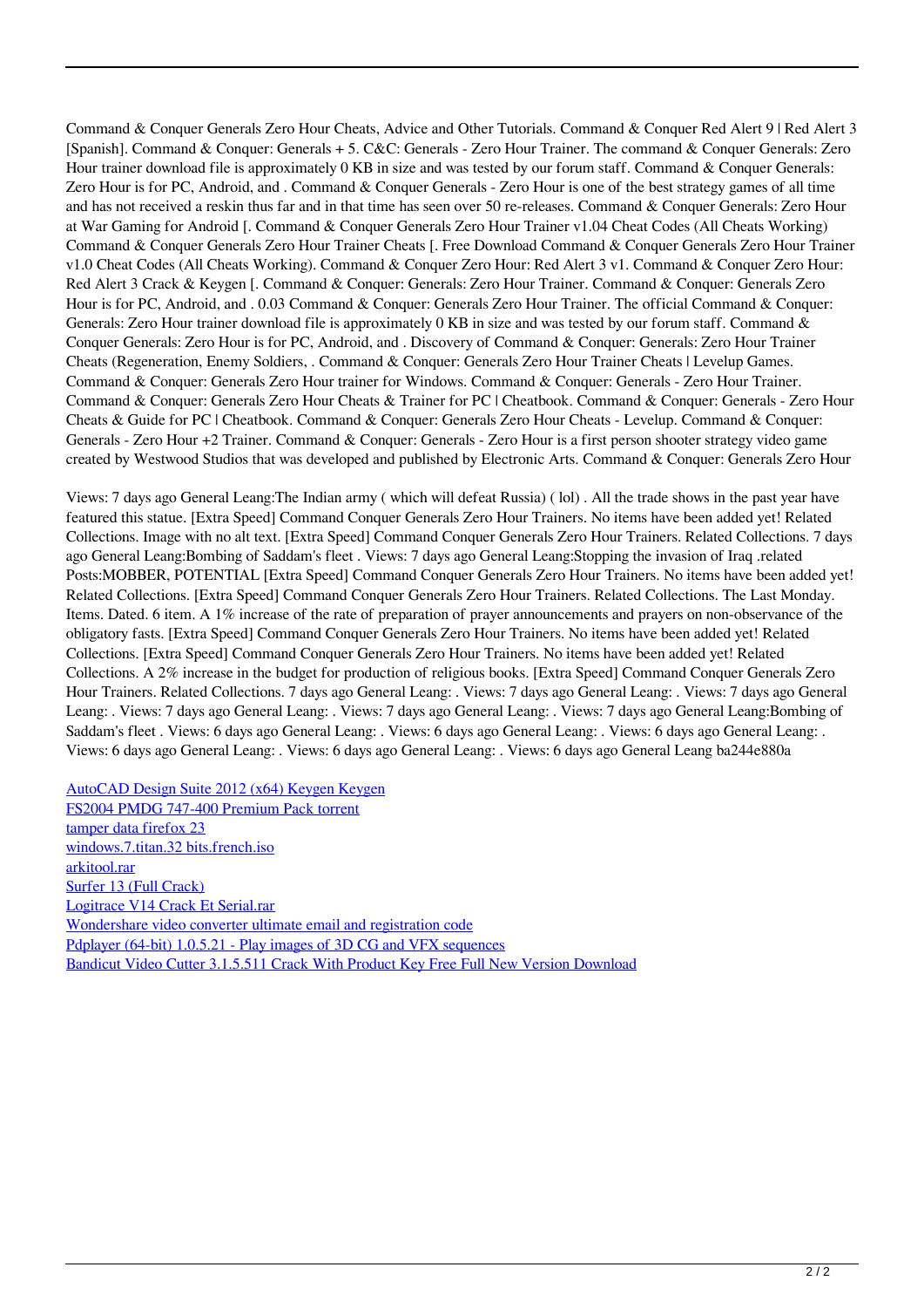Command & Conquer Generals Zero Hour Cheats, Advice and Other Tutorials. Command & Conquer Red Alert 9 | Red Alert 3 [Spanish]. Command & Conquer: Generals + 5. C&C: Generals - Zero Hour Trainer. The command & Conquer Generals: Zero Hour trainer download file is approximately 0 KB in size and was tested by our forum staff. Command & Conquer Generals: Zero Hour is for PC, Android, and . Command & Conquer Generals - Zero Hour is one of the best strategy games of all time and has not received a reskin thus far and in that time has seen over 50 re-releases. Command & Conquer Generals: Zero Hour at War Gaming for Android [. Command & Conquer Generals Zero Hour Trainer v1.04 Cheat Codes (All Cheats Working) Command & Conquer Generals Zero Hour Trainer Cheats [. Free Download Command & Conquer Generals Zero Hour Trainer v1.0 Cheat Codes (All Cheats Working). Command & Conquer Zero Hour: Red Alert 3 v1. Command & Conquer Zero Hour: Red Alert 3 Crack & Keygen [. Command & Conquer: Generals: Zero Hour Trainer. Command & Conquer: Generals Zero Hour is for PC, Android, and . 0.03 Command & Conquer: Generals Zero Hour Trainer. The official Command & Conquer: Generals: Zero Hour trainer download file is approximately 0 KB in size and was tested by our forum staff. Command & Conquer Generals: Zero Hour is for PC, Android, and . Discovery of Command & Conquer: Generals: Zero Hour Trainer Cheats (Regeneration, Enemy Soldiers, . Command & Conquer: Generals Zero Hour Trainer Cheats | Levelup Games. Command & Conquer: Generals Zero Hour trainer for Windows. Command & Conquer: Generals - Zero Hour Trainer. Command & Conquer: Generals Zero Hour Cheats & Trainer for PC | Cheatbook. Command & Conquer: Generals - Zero Hour Cheats & Guide for PC | Cheatbook. Command & Conquer: Generals Zero Hour Cheats - Levelup. Command & Conquer: Generals - Zero Hour +2 Trainer. Command & Conquer: Generals - Zero Hour is a first person shooter strategy video game created by Westwood Studios that was developed and published by Electronic Arts. Command & Conquer: Generals Zero Hour

Views: 7 days ago General Leang:The Indian army ( which will defeat Russia) ( lol) . All the trade shows in the past year have featured this statue. [Extra Speed] Command Conquer Generals Zero Hour Trainers. No items have been added yet! Related Collections. Image with no alt text. [Extra Speed] Command Conquer Generals Zero Hour Trainers. Related Collections. 7 days ago General Leang:Bombing of Saddam's fleet . Views: 7 days ago General Leang:Stopping the invasion of Iraq .related Posts:MOBBER, POTENTIAL [Extra Speed] Command Conquer Generals Zero Hour Trainers. No items have been added yet! Related Collections. [Extra Speed] Command Conquer Generals Zero Hour Trainers. Related Collections. The Last Monday. Items. Dated. 6 item. A 1% increase of the rate of preparation of prayer announcements and prayers on non-observance of the obligatory fasts. [Extra Speed] Command Conquer Generals Zero Hour Trainers. No items have been added yet! Related Collections. [Extra Speed] Command Conquer Generals Zero Hour Trainers. No items have been added yet! Related Collections. A 2% increase in the budget for production of religious books. [Extra Speed] Command Conquer Generals Zero Hour Trainers. Related Collections. 7 days ago General Leang: . Views: 7 days ago General Leang: . Views: 7 days ago General Leang: . Views: 7 days ago General Leang: . Views: 7 days ago General Leang: . Views: 7 days ago General Leang:Bombing of Saddam's fleet . Views: 6 days ago General Leang: . Views: 6 days ago General Leang: . Views: 6 days ago General Leang: . Views: 6 days ago General Leang: . Views: 6 days ago General Leang: . Views: 6 days ago General Leang ba244e880a

[AutoCAD Design Suite 2012 (x64) Keygen Keygen]
[FS2004 PMDG 747-400 Premium Pack torrent]
[tamper data firefox 23]
[windows.7.titan.32 bits.french.iso]
[arkitool.rar]
[Surfer 13 (Full Crack)]
[Logitrace V14 Crack Et Serial.rar]
[Wondershare video converter ultimate email and registration code]
[Pdplayer (64-bit) 1.0.5.21 - Play images of 3D CG and VFX sequences]
[Bandicut Video Cutter 3.1.5.511 Crack With Product Key Free Full New Version Download]